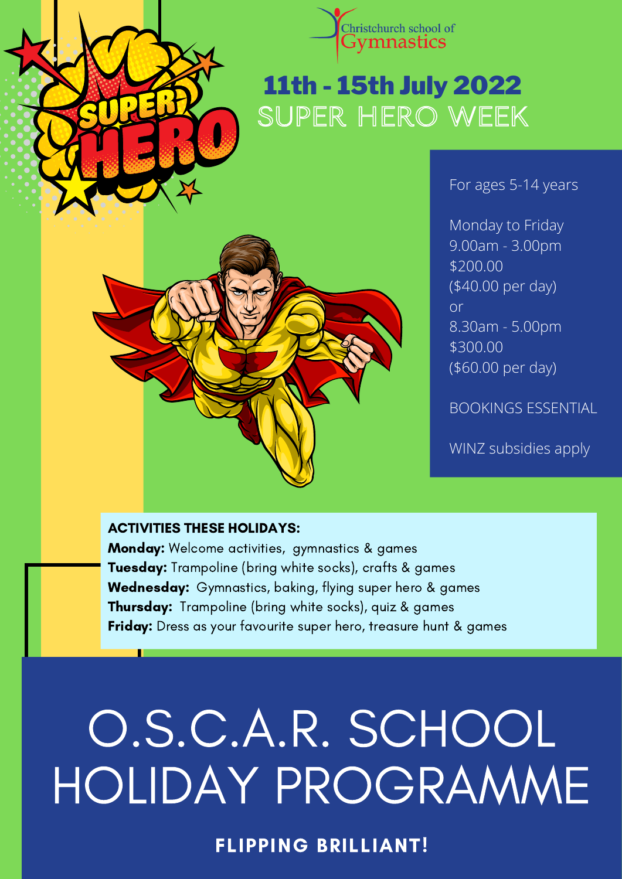Christchurch school of Gymnastics

SUPER HERO

# 11th - 15th July 2022

## SUPER HERO WEEK

For ages 5-14 years

Monday to Friday
9.00am - 3.00pm
$200.00
($40.00 per day)
or
8.30am - 5.00pm
$300.00
($60.00 per day)

BOOKINGS ESSENTIAL

WINZ subsidies apply

**ACTIVITIES THESE HOLIDAYS:**

**Monday:** Welcome activities, gymnastics & games
**Tuesday:** Trampoline (bring white socks), crafts & games
**Wednesday:** Gymnastics, baking, flying super hero & games
**Thursday:** Trampoline (bring white socks), quiz & games
**Friday:** Dress as your favourite super hero, treasure hunt & games

# O.S.C.A.R. SCHOOL HOLIDAY PROGRAMME

**FLIPPING BRILLIANT!**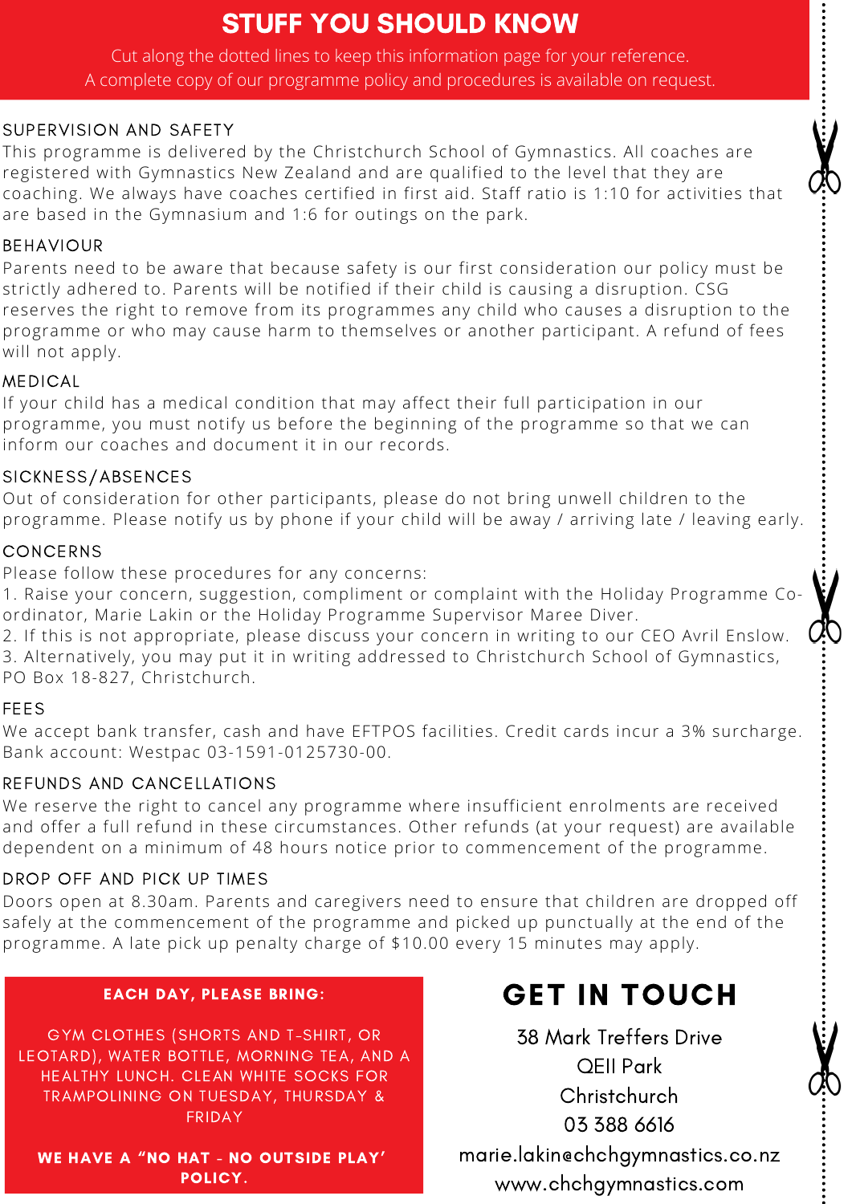# STUFF YOU SHOULD KNOW

Cut along the dotted lines to keep this information page for your reference.
A complete copy of our programme policy and procedures is available on request.

## SUPERVISION AND SAFETY

This programme is delivered by the Christchurch School of Gymnastics. All coaches are registered with Gymnastics New Zealand and are qualified to the level that they are coaching. We always have coaches certified in first aid. Staff ratio is 1:10 for activities that are based in the Gymnasium and 1:6 for outings on the park.

## BEHAVIOUR

Parents need to be aware that because safety is our first consideration our policy must be strictly adhered to. Parents will be notified if their child is causing a disruption. CSG reserves the right to remove from its programmes any child who causes a disruption to the programme or who may cause harm to themselves or another participant. A refund of fees will not apply.

## MEDICAL

If your child has a medical condition that may affect their full participation in our programme, you must notify us before the beginning of the programme so that we can inform our coaches and document it in our records.

## SICKNESS/ABSENCES

Out of consideration for other participants, please do not bring unwell children to the programme. Please notify us by phone if your child will be away / arriving late / leaving early.

## CONCERNS

Please follow these procedures for any concerns:

1. Raise your concern, suggestion, compliment or complaint with the Holiday Programme Co-ordinator, Marie Lakin or the Holiday Programme Supervisor Maree Diver.
2. If this is not appropriate, please discuss your concern in writing to our CEO Avril Enslow.
3. Alternatively, you may put it in writing addressed to Christchurch School of Gymnastics, PO Box 18-827, Christchurch.

## FEES

We accept bank transfer, cash and have EFTPOS facilities. Credit cards incur a 3% surcharge. Bank account: Westpac 03-1591-0125730-00.

## REFUNDS AND CANCELLATIONS

We reserve the right to cancel any programme where insufficient enrolments are received and offer a full refund in these circumstances. Other refunds (at your request) are available dependent on a minimum of 48 hours notice prior to commencement of the programme.

## DROP OFF AND PICK UP TIMES

Doors open at 8.30am. Parents and caregivers need to ensure that children are dropped off safely at the commencement of the programme and picked up punctually at the end of the programme. A late pick up penalty charge of $10.00 every 15 minutes may apply.

**EACH DAY, PLEASE BRING:**

GYM CLOTHES (SHORTS AND T-SHIRT, OR LEOTARD), WATER BOTTLE, MORNING TEA, AND A HEALTHY LUNCH. CLEAN WHITE SOCKS FOR TRAMPOLINING ON TUESDAY, THURSDAY & FRIDAY

**WE HAVE A "NO HAT - NO OUTSIDE PLAY' POLICY.**

## GET IN TOUCH

38 Mark Treffers Drive
QEII Park
Christchurch
03 388 6616
marie.lakin@chchgymnastics.co.nz
www.chchgymnastics.com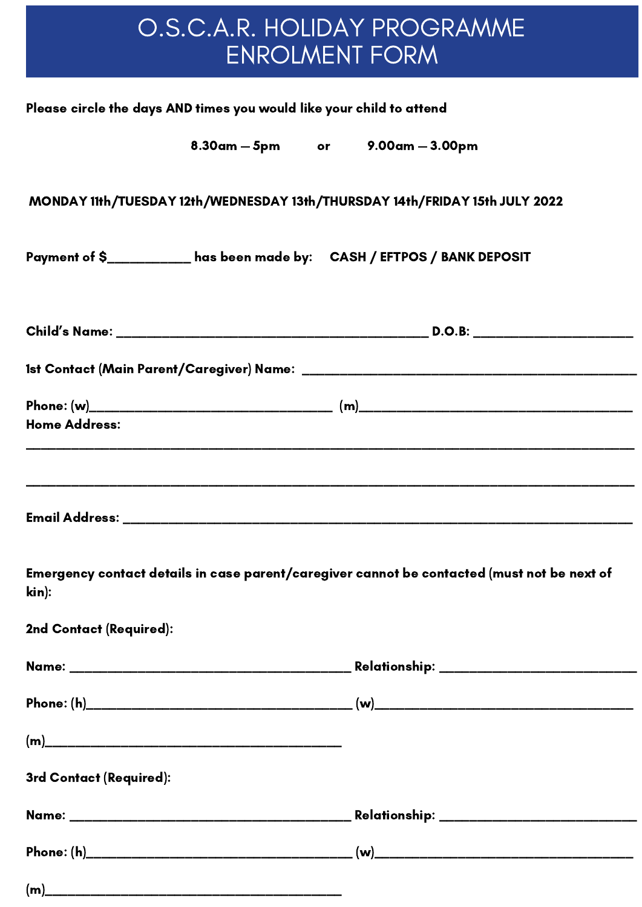# O.S.C.A.R. HOLIDAY PROGRAMME ENROLMENT FORM

**Please circle the days AND times you would like your child to attend**

**8.30am – 5pm** or **9.00am – 3.00pm**

**MONDAY 11th/TUESDAY 12th/WEDNESDAY 13th/THURSDAY 14th/FRIDAY 15th JULY 2022**

**Payment of $___________ has been made by: CASH / EFTPOS / BANK DEPOSIT**

**Child's Name:** ________________________________________ **D.O.B:** ____________________

**1st Contact (Main Parent/Caregiver) Name:** ________________________________________

**Phone: (w)**______________________________ **(m)**__________________________________

**Home Address:**

______________________________________________________________________________

______________________________________________________________________________

**Email Address:** ______________________________________________________________

**Emergency contact details in case parent/caregiver cannot be contacted (must not be next of kin):**

**2nd Contact (Required):**

**Name:** ____________________________________ **Relationship:** _______________________

**Phone: (h)**__________________________________ **(w)**_________________________________

**(m)**______________________________________

**3rd Contact (Required):**

**Name:** ____________________________________ **Relationship:** _______________________

**Phone: (h)**__________________________________ **(w)**_________________________________

**(m)**______________________________________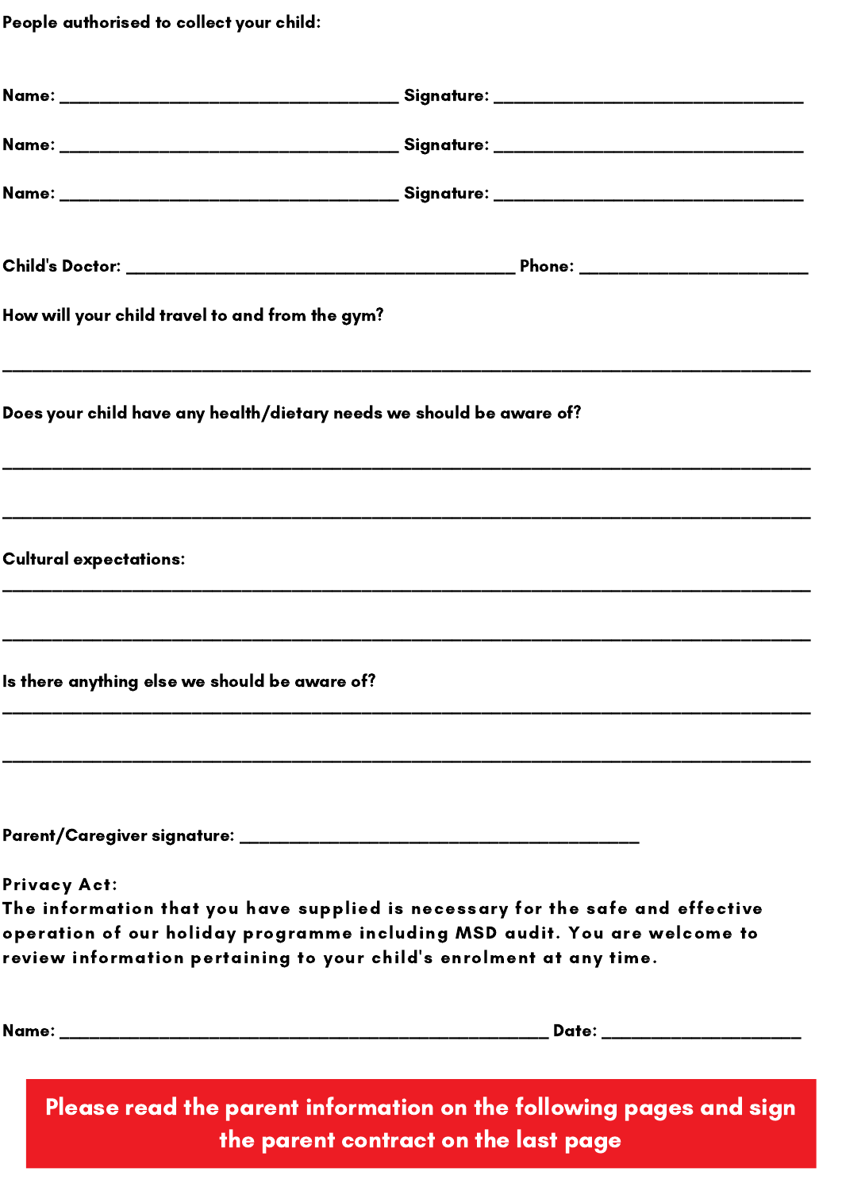**People authorised to collect your child:**

**Name:** ___________________________________ **Signature:** ________________________________

**Name:** ___________________________________ **Signature:** ________________________________

**Name:** ___________________________________ **Signature:** ________________________________

**Child's Doctor:** ________________________________________ **Phone:** ________________________

**How will your child travel to and from the gym?**

______________________________________________________________________________________

**Does your child have any health/dietary needs we should be aware of?**

______________________________________________________________________________________

______________________________________________________________________________________

**Cultural expectations:**

______________________________________________________________________________________

______________________________________________________________________________________

**Is there anything else we should be aware of?**

______________________________________________________________________________________

______________________________________________________________________________________

**Parent/Caregiver signature:** __________________________________________

**Privacy Act:**
**The information that you have supplied is necessary for the safe and effective operation of our holiday programme including MSD audit. You are welcome to review information pertaining to your child's enrolment at any time.**

**Name:** ___________________________________________________ **Date:** _____________________

**Please read the parent information on the following pages and sign the parent contract on the last page**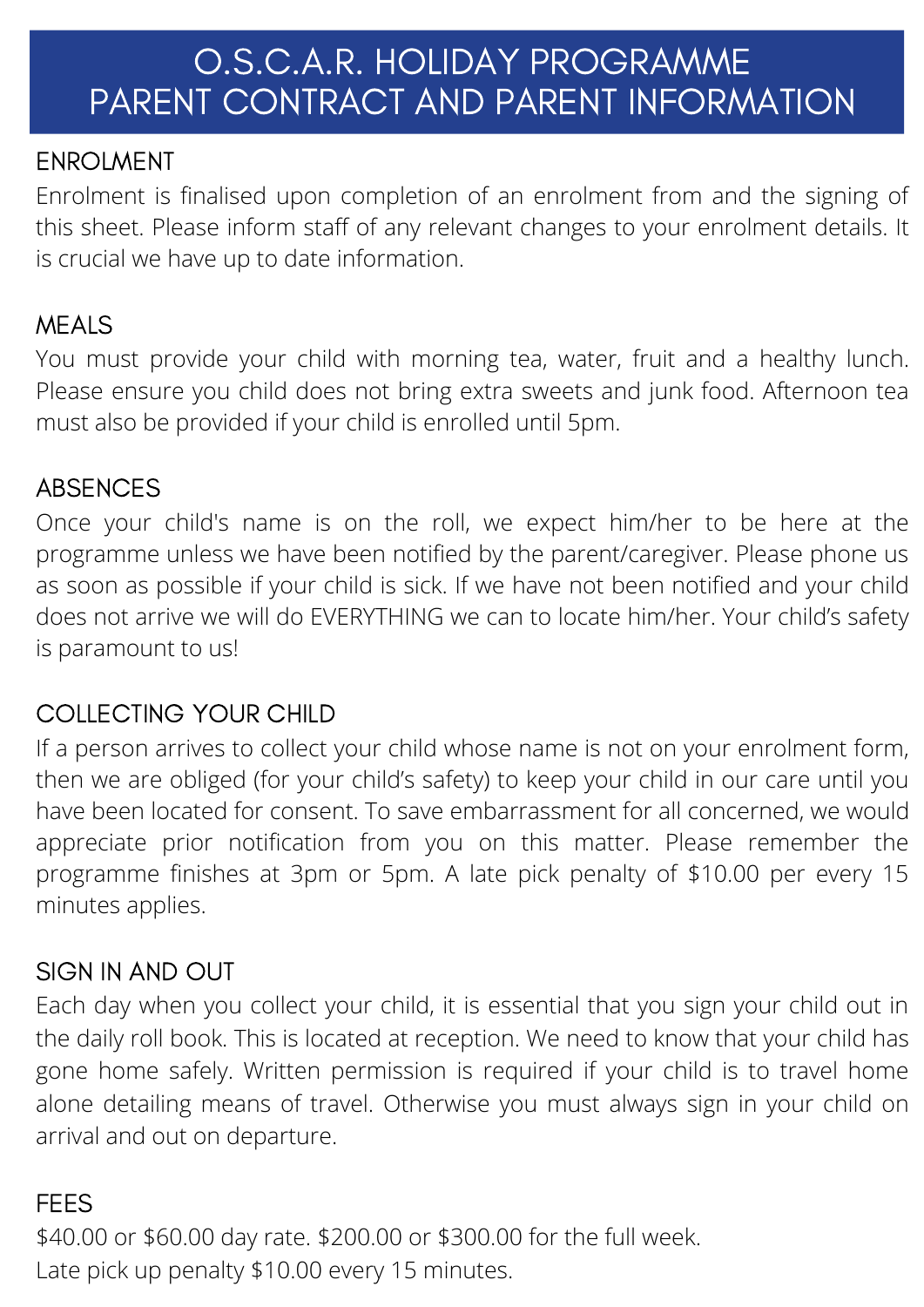# O.S.C.A.R. HOLIDAY PROGRAMME PARENT CONTRACT AND PARENT INFORMATION

## ENROLMENT

Enrolment is finalised upon completion of an enrolment from and the signing of this sheet. Please inform staff of any relevant changes to your enrolment details. It is crucial we have up to date information.

## MEALS

You must provide your child with morning tea, water, fruit and a healthy lunch. Please ensure you child does not bring extra sweets and junk food. Afternoon tea must also be provided if your child is enrolled until 5pm.

## ABSENCES

Once your child's name is on the roll, we expect him/her to be here at the programme unless we have been notified by the parent/caregiver. Please phone us as soon as possible if your child is sick. If we have not been notified and your child does not arrive we will do EVERYTHING we can to locate him/her. Your child's safety is paramount to us!

## COLLECTING YOUR CHILD

If a person arrives to collect your child whose name is not on your enrolment form, then we are obliged (for your child's safety) to keep your child in our care until you have been located for consent. To save embarrassment for all concerned, we would appreciate prior notification from you on this matter. Please remember the programme finishes at 3pm or 5pm. A late pick penalty of $10.00 per every 15 minutes applies.

## SIGN IN AND OUT

Each day when you collect your child, it is essential that you sign your child out in the daily roll book. This is located at reception. We need to know that your child has gone home safely. Written permission is required if your child is to travel home alone detailing means of travel. Otherwise you must always sign in your child on arrival and out on departure.

## FEES

$40.00 or $60.00 day rate. $200.00 or $300.00 for the full week.
Late pick up penalty $10.00 every 15 minutes.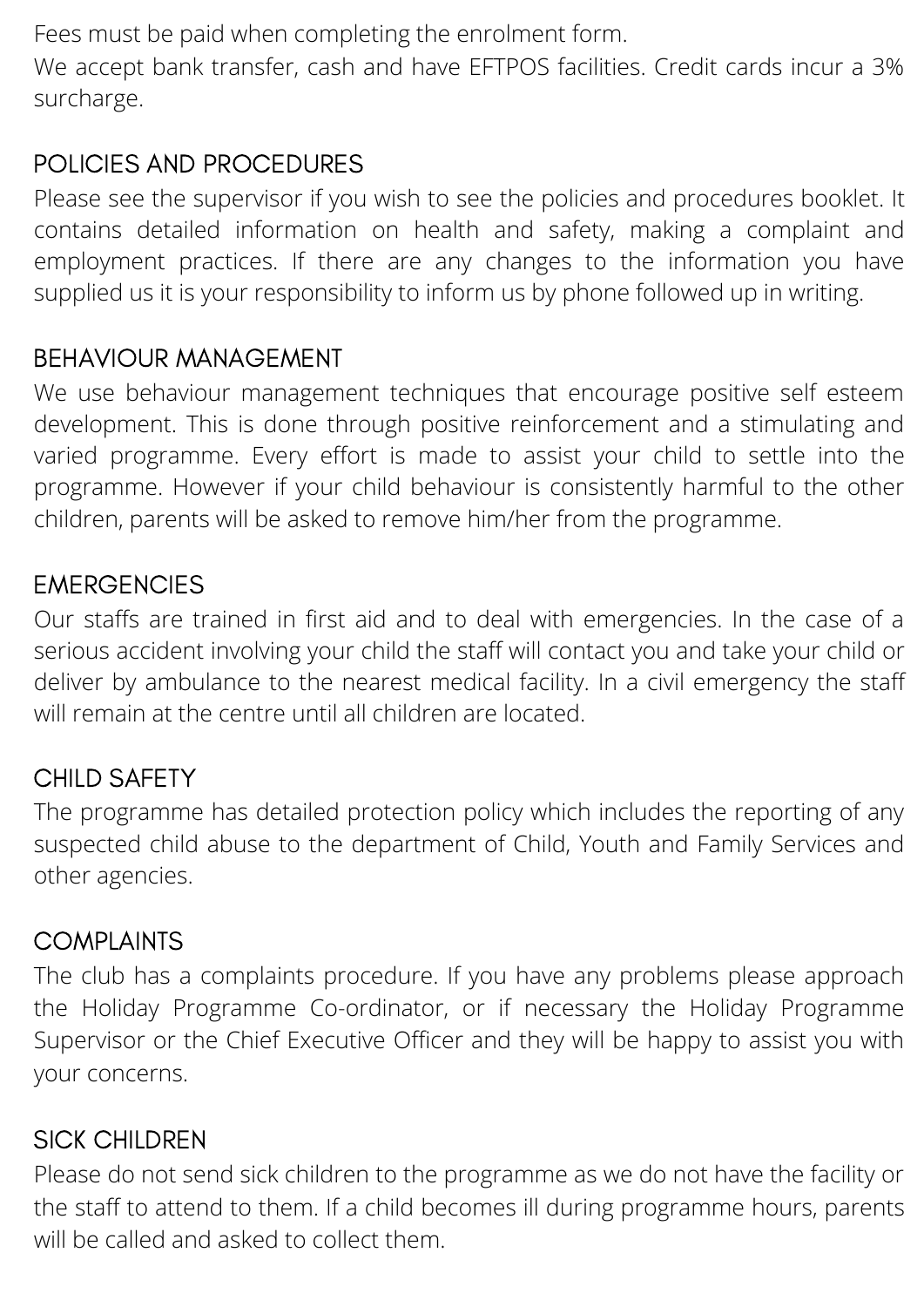Fees must be paid when completing the enrolment form.
We accept bank transfer, cash and have EFTPOS facilities. Credit cards incur a 3% surcharge.

## POLICIES AND PROCEDURES

Please see the supervisor if you wish to see the policies and procedures booklet. It contains detailed information on health and safety, making a complaint and employment practices. If there are any changes to the information you have supplied us it is your responsibility to inform us by phone followed up in writing.

## BEHAVIOUR MANAGEMENT

We use behaviour management techniques that encourage positive self esteem development. This is done through positive reinforcement and a stimulating and varied programme. Every effort is made to assist your child to settle into the programme. However if your child behaviour is consistently harmful to the other children, parents will be asked to remove him/her from the programme.

## EMERGENCIES

Our staffs are trained in first aid and to deal with emergencies. In the case of a serious accident involving your child the staff will contact you and take your child or deliver by ambulance to the nearest medical facility. In a civil emergency the staff will remain at the centre until all children are located.

## CHILD SAFETY

The programme has detailed protection policy which includes the reporting of any suspected child abuse to the department of Child, Youth and Family Services and other agencies.

## COMPLAINTS

The club has a complaints procedure. If you have any problems please approach the Holiday Programme Co-ordinator, or if necessary the Holiday Programme Supervisor or the Chief Executive Officer and they will be happy to assist you with your concerns.

## SICK CHILDREN

Please do not send sick children to the programme as we do not have the facility or the staff to attend to them. If a child becomes ill during programme hours, parents will be called and asked to collect them.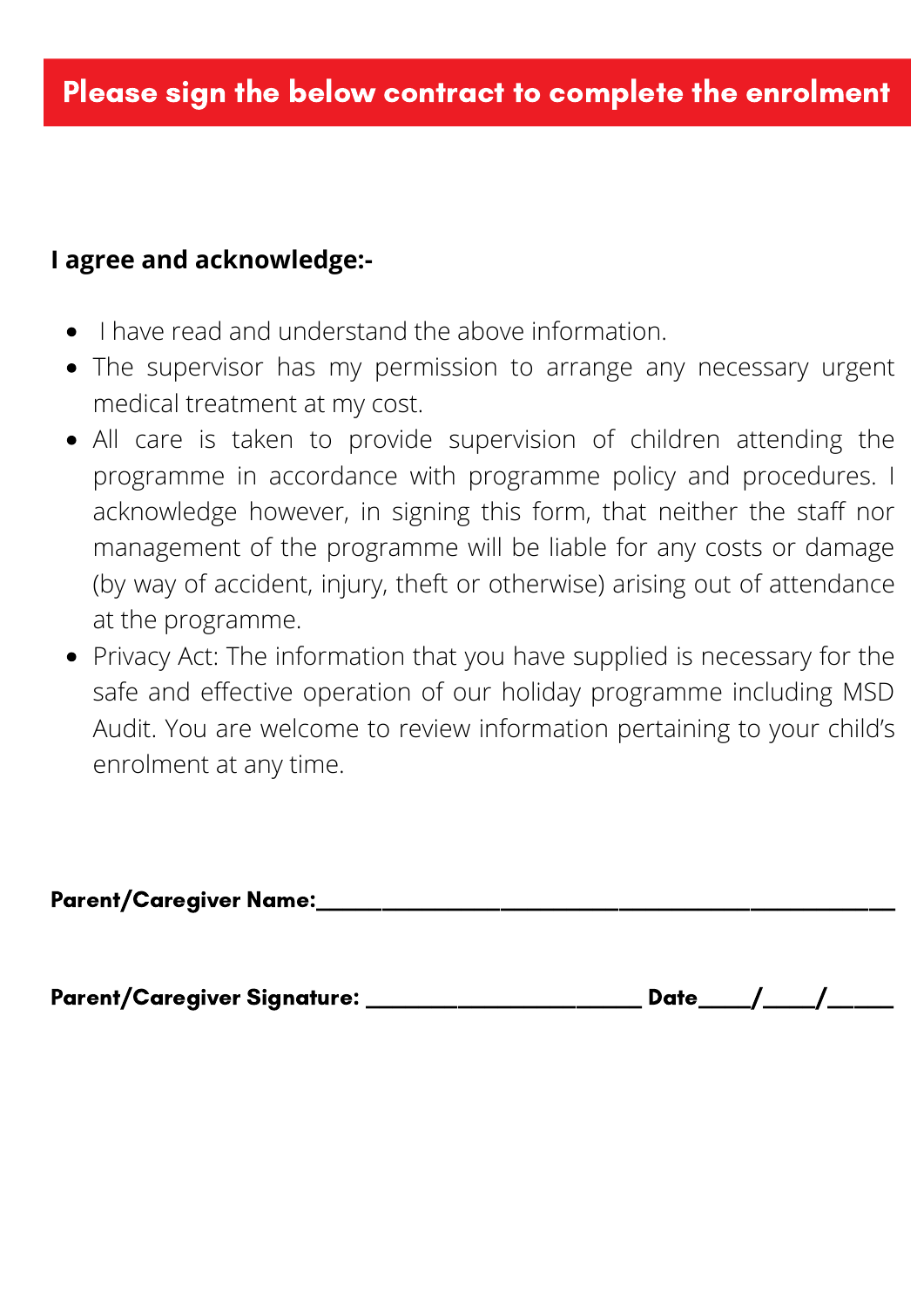## Please sign the below contract to complete the enrolment

**I agree and acknowledge:-**

- I have read and understand the above information.
- The supervisor has my permission to arrange any necessary urgent medical treatment at my cost.
- All care is taken to provide supervision of children attending the programme in accordance with programme policy and procedures. I acknowledge however, in signing this form, that neither the staff nor management of the programme will be liable for any costs or damage (by way of accident, injury, theft or otherwise) arising out of attendance at the programme.
- Privacy Act: The information that you have supplied is necessary for the safe and effective operation of our holiday programme including MSD Audit. You are welcome to review information pertaining to your child's enrolment at any time.

**Parent/Caregiver Name:**___________________________________________

**Parent/Caregiver Signature:** ______________________ **Date**____/____/_____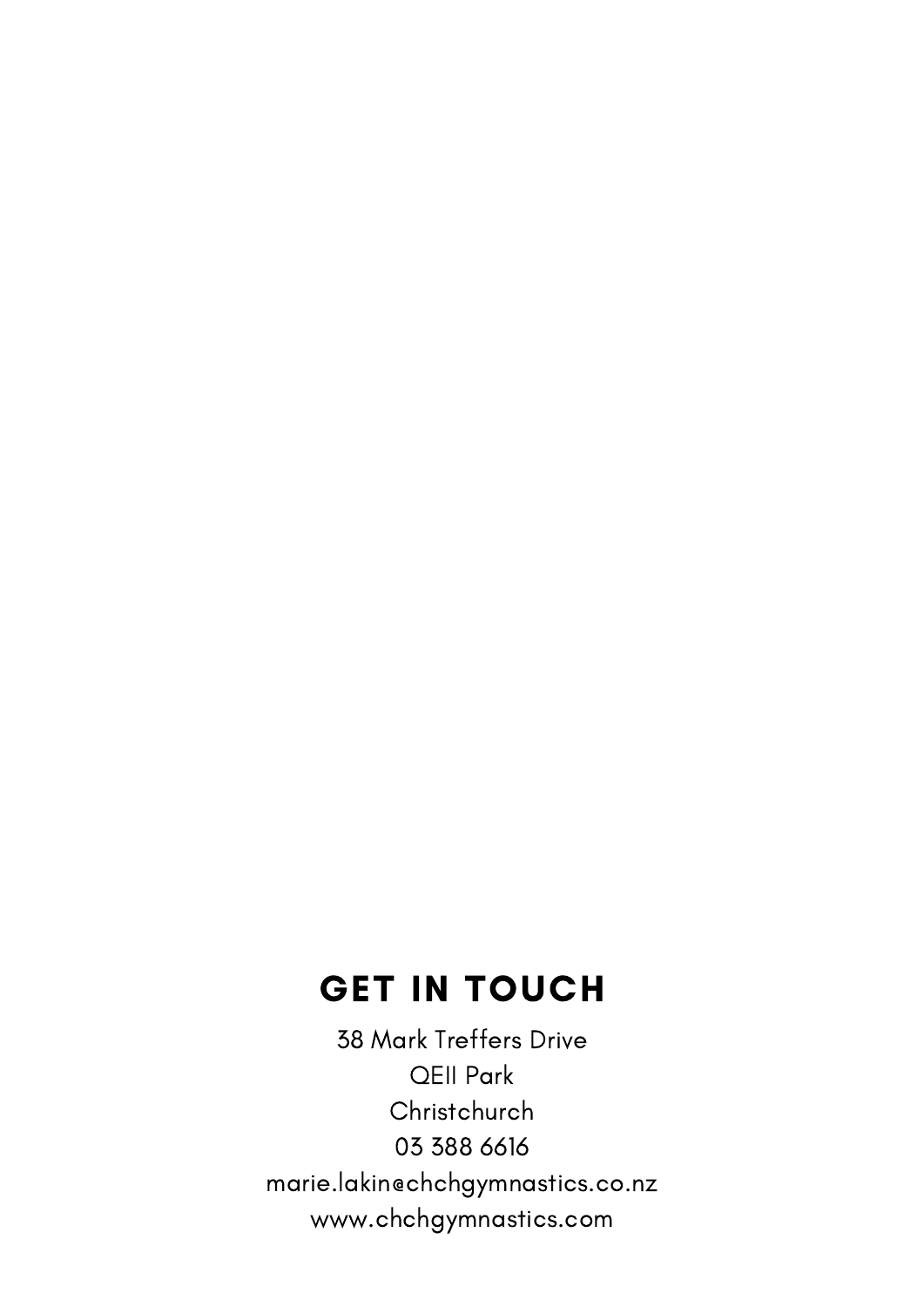## GET IN TOUCH

38 Mark Treffers Drive
QEII Park
Christchurch
03 388 6616
marie.lakin@chchgymnastics.co.nz
www.chchgymnastics.com